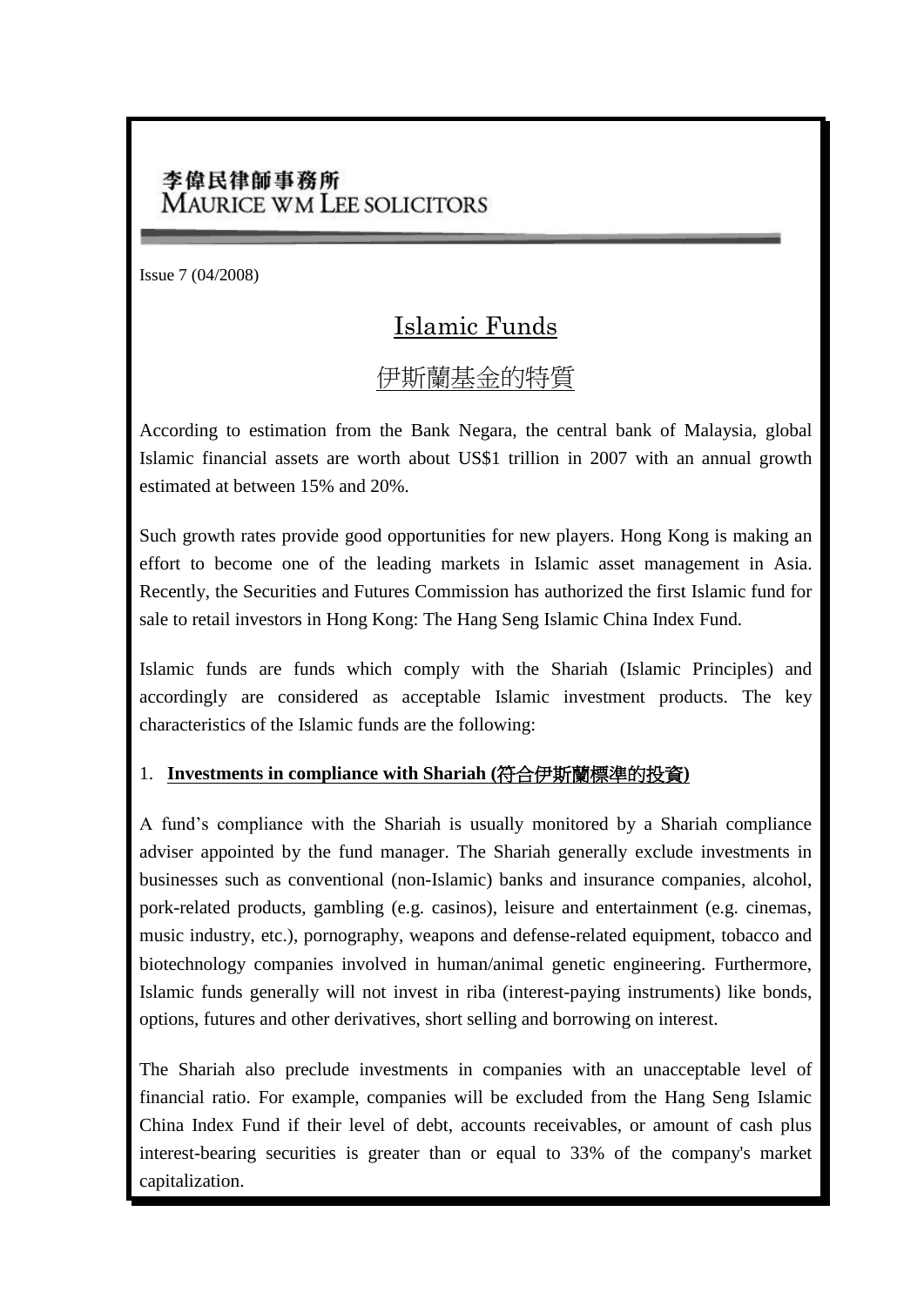李偉民律師事務所
MAURICE WM LEE SOLICITORS

Issue 7 (04/2008)

# Islamic Funds

# 伊斯蘭基金的特質

According to estimation from the Bank Negara, the central bank of Malaysia, global Islamic financial assets are worth about US$1 trillion in 2007 with an annual growth estimated at between 15% and 20%.

Such growth rates provide good opportunities for new players. Hong Kong is making an effort to become one of the leading markets in Islamic asset management in Asia. Recently, the Securities and Futures Commission has authorized the first Islamic fund for sale to retail investors in Hong Kong: The Hang Seng Islamic China Index Fund.

Islamic funds are funds which comply with the Shariah (Islamic Principles) and accordingly are considered as acceptable Islamic investment products. The key characteristics of the Islamic funds are the following:

1. **Investments in compliance with Shariah (符合伊斯蘭標準的投資)**

A fund's compliance with the Shariah is usually monitored by a Shariah compliance adviser appointed by the fund manager. The Shariah generally exclude investments in businesses such as conventional (non-Islamic) banks and insurance companies, alcohol, pork-related products, gambling (e.g. casinos), leisure and entertainment (e.g. cinemas, music industry, etc.), pornography, weapons and defense-related equipment, tobacco and biotechnology companies involved in human/animal genetic engineering. Furthermore, Islamic funds generally will not invest in riba (interest-paying instruments) like bonds, options, futures and other derivatives, short selling and borrowing on interest.

The Shariah also preclude investments in companies with an unacceptable level of financial ratio. For example, companies will be excluded from the Hang Seng Islamic China Index Fund if their level of debt, accounts receivables, or amount of cash plus interest-bearing securities is greater than or equal to 33% of the company's market capitalization.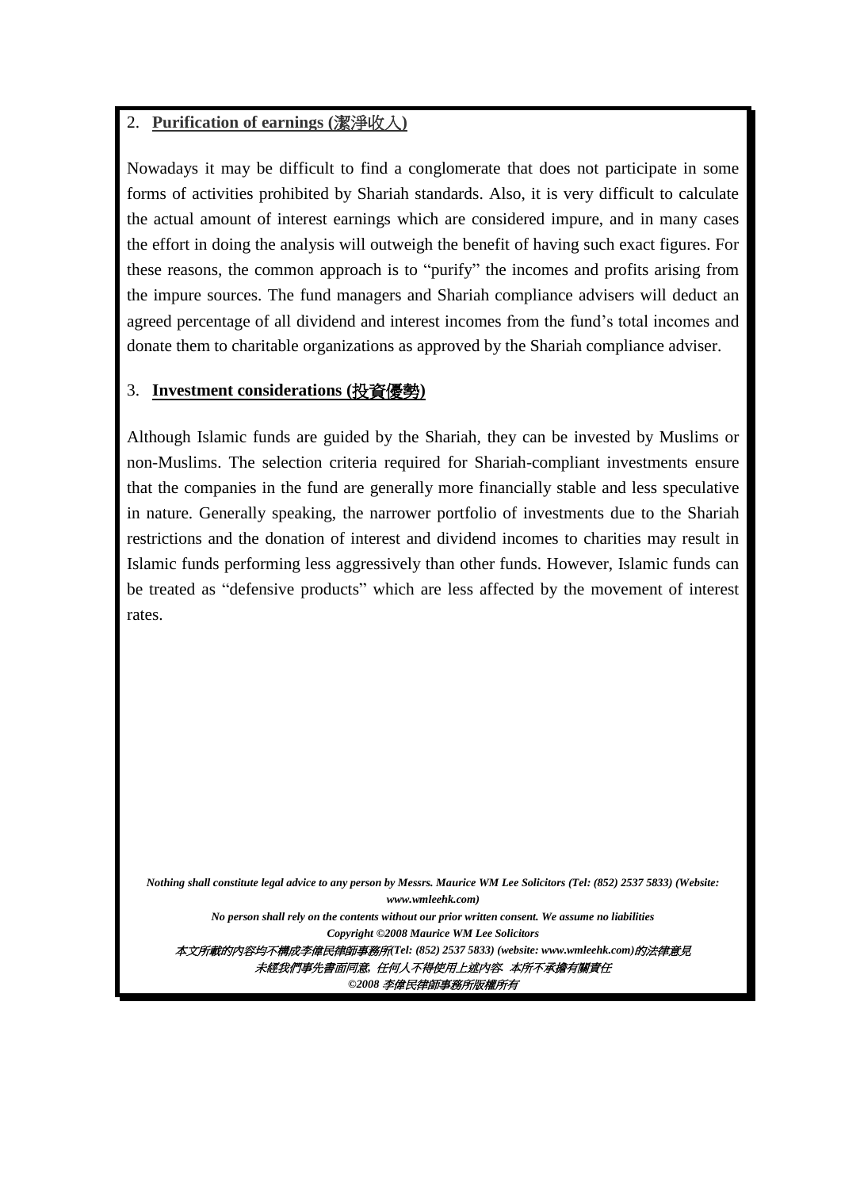2. **<u>Purification of earnings (潔淨收入)</u>**

Nowadays it may be difficult to find a conglomerate that does not participate in some forms of activities prohibited by Shariah standards. Also, it is very difficult to calculate the actual amount of interest earnings which are considered impure, and in many cases the effort in doing the analysis will outweigh the benefit of having such exact figures. For these reasons, the common approach is to "purify" the incomes and profits arising from the impure sources. The fund managers and Shariah compliance advisers will deduct an agreed percentage of all dividend and interest incomes from the fund's total incomes and donate them to charitable organizations as approved by the Shariah compliance adviser.

3. **<u>Investment considerations (投資優勢)</u>**

Although Islamic funds are guided by the Shariah, they can be invested by Muslims or non-Muslims. The selection criteria required for Shariah-compliant investments ensure that the companies in the fund are generally more financially stable and less speculative in nature. Generally speaking, the narrower portfolio of investments due to the Shariah restrictions and the donation of interest and dividend incomes to charities may result in Islamic funds performing less aggressively than other funds. However, Islamic funds can be treated as "defensive products" which are less affected by the movement of interest rates.

***Nothing shall constitute legal advice to any person by Messrs. Maurice WM Lee Solicitors (Tel: (852) 2537 5833) (Website: www.wmleehk.com)***
***No person shall rely on the contents without our prior written consent. We assume no liabilities***
***Copyright ©2008 Maurice WM Lee Solicitors***
***本文所載的內容均不構成李偉民律師事務所(Tel: (852) 2537 5833) (website: www.wmleehk.com)的法律意見***
***未經我們事先書面同意，任何人不得使用上述內容．本所不承擔有關責任***
***©2008 李偉民律師事務所版權所有***